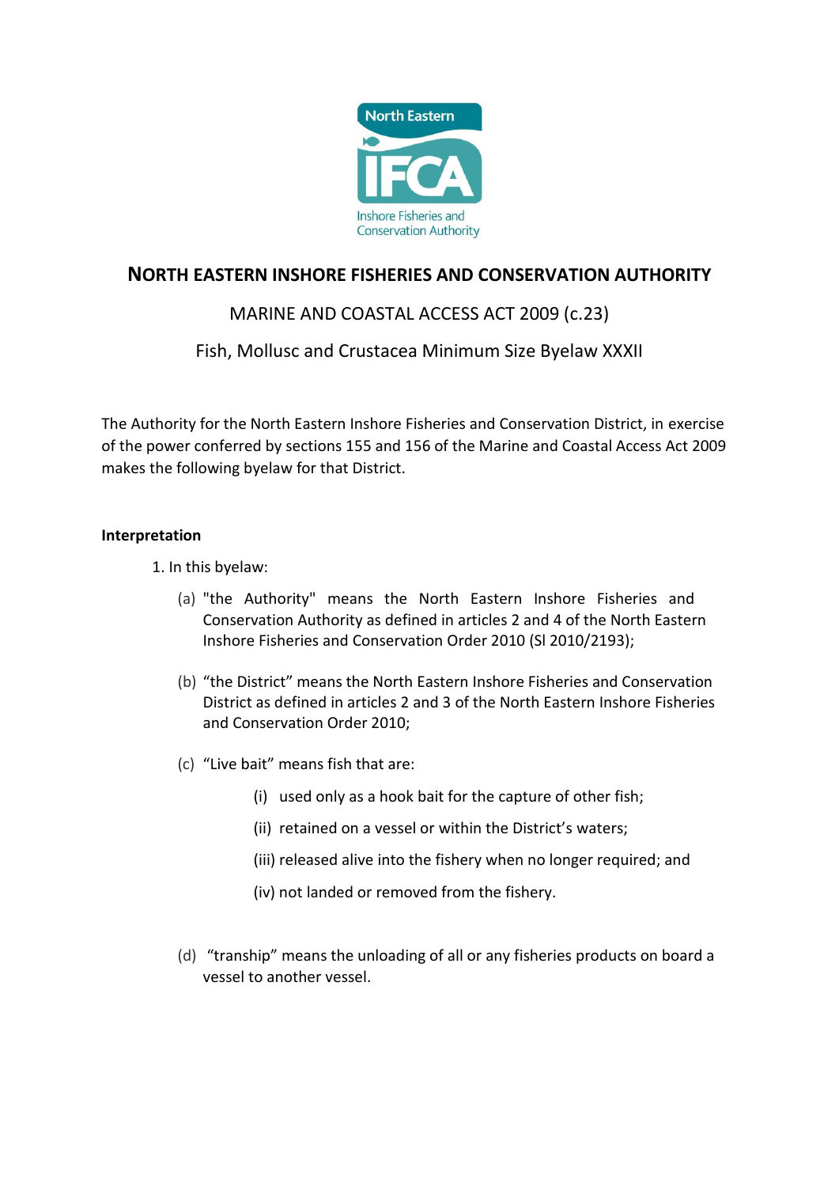# NORTH EASTERN INSHORE FISHERIES AND CONSERVATION AUTHORITY

## MARINE AND COASTAL ACCESS ACT 2009 (c.23)

## Fish, Mollusc and Crustacea Minimum Size Byelaw XXXII

The Authority for the North Eastern Inshore Fisheries and Conservation District, in exercise of the power conferred by sections 155 and 156 of the Marine and Coastal Access Act 2009 makes the following byelaw for that District.

**Interpretation**

1. In this byelaw:

   (a) "the Authority" means the North Eastern Inshore Fisheries and Conservation Authority as defined in articles 2 and 4 of the North Eastern Inshore Fisheries and Conservation Order 2010 (SI 2010/2193);

   (b) "the District" means the North Eastern Inshore Fisheries and Conservation District as defined in articles 2 and 3 of the North Eastern Inshore Fisheries and Conservation Order 2010;

   (c) "Live bait" means fish that are:

      (i) used only as a hook bait for the capture of other fish;

      (ii) retained on a vessel or within the District's waters;

      (iii) released alive into the fishery when no longer required; and

      (iv) not landed or removed from the fishery.

   (d) "tranship" means the unloading of all or any fisheries products on board a vessel to another vessel.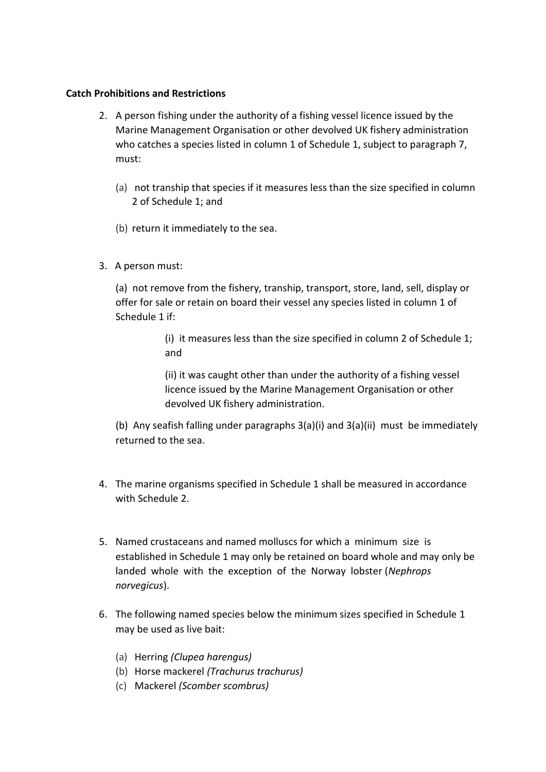**Catch Prohibitions and Restrictions**

2. A person fishing under the authority of a fishing vessel licence issued by the Marine Management Organisation or other devolved UK fishery administration who catches a species listed in column 1 of Schedule 1, subject to paragraph 7, must:

   (a) not tranship that species if it measures less than the size specified in column 2 of Schedule 1; and

   (b) return it immediately to the sea.

3. A person must:

   (a) not remove from the fishery, tranship, transport, store, land, sell, display or offer for sale or retain on board their vessel any species listed in column 1 of Schedule 1 if:

   (i) it measures less than the size specified in column 2 of Schedule 1; and

   (ii) it was caught other than under the authority of a fishing vessel licence issued by the Marine Management Organisation or other devolved UK fishery administration.

   (b) Any seafish falling under paragraphs 3(a)(i) and 3(a)(ii) must be immediately returned to the sea.

4. The marine organisms specified in Schedule 1 shall be measured in accordance with Schedule 2.

5. Named crustaceans and named molluscs for which a minimum size is established in Schedule 1 may only be retained on board whole and may only be landed whole with the exception of the Norway lobster (*Nephrops norvegicus*).

6. The following named species below the minimum sizes specified in Schedule 1 may be used as live bait:

   (a) Herring *(Clupea harengus)*
   (b) Horse mackerel *(Trachurus trachurus)*
   (c) Mackerel *(Scomber scombrus)*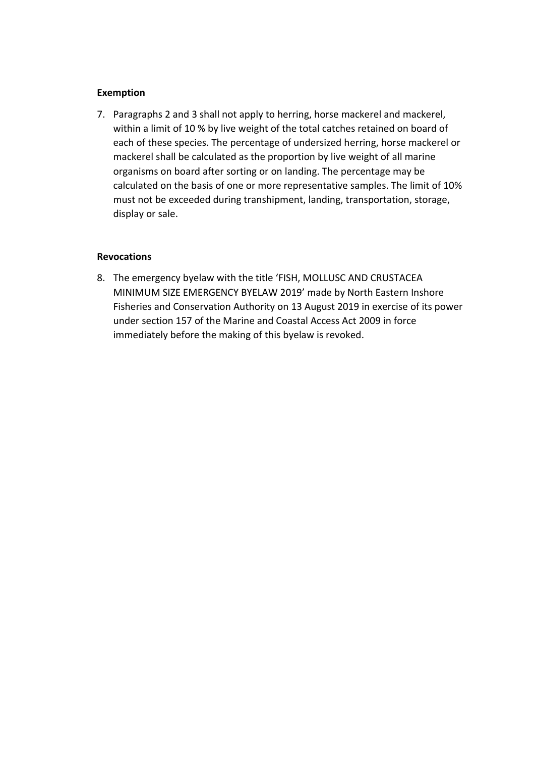**Exemption**

7. Paragraphs 2 and 3 shall not apply to herring, horse mackerel and mackerel, within a limit of 10 % by live weight of the total catches retained on board of each of these species. The percentage of undersized herring, horse mackerel or mackerel shall be calculated as the proportion by live weight of all marine organisms on board after sorting or on landing. The percentage may be calculated on the basis of one or more representative samples. The limit of 10% must not be exceeded during transhipment, landing, transportation, storage, display or sale.

**Revocations**

8. The emergency byelaw with the title 'FISH, MOLLUSC AND CRUSTACEA MINIMUM SIZE EMERGENCY BYELAW 2019' made by North Eastern Inshore Fisheries and Conservation Authority on 13 August 2019 in exercise of its power under section 157 of the Marine and Coastal Access Act 2009 in force immediately before the making of this byelaw is revoked.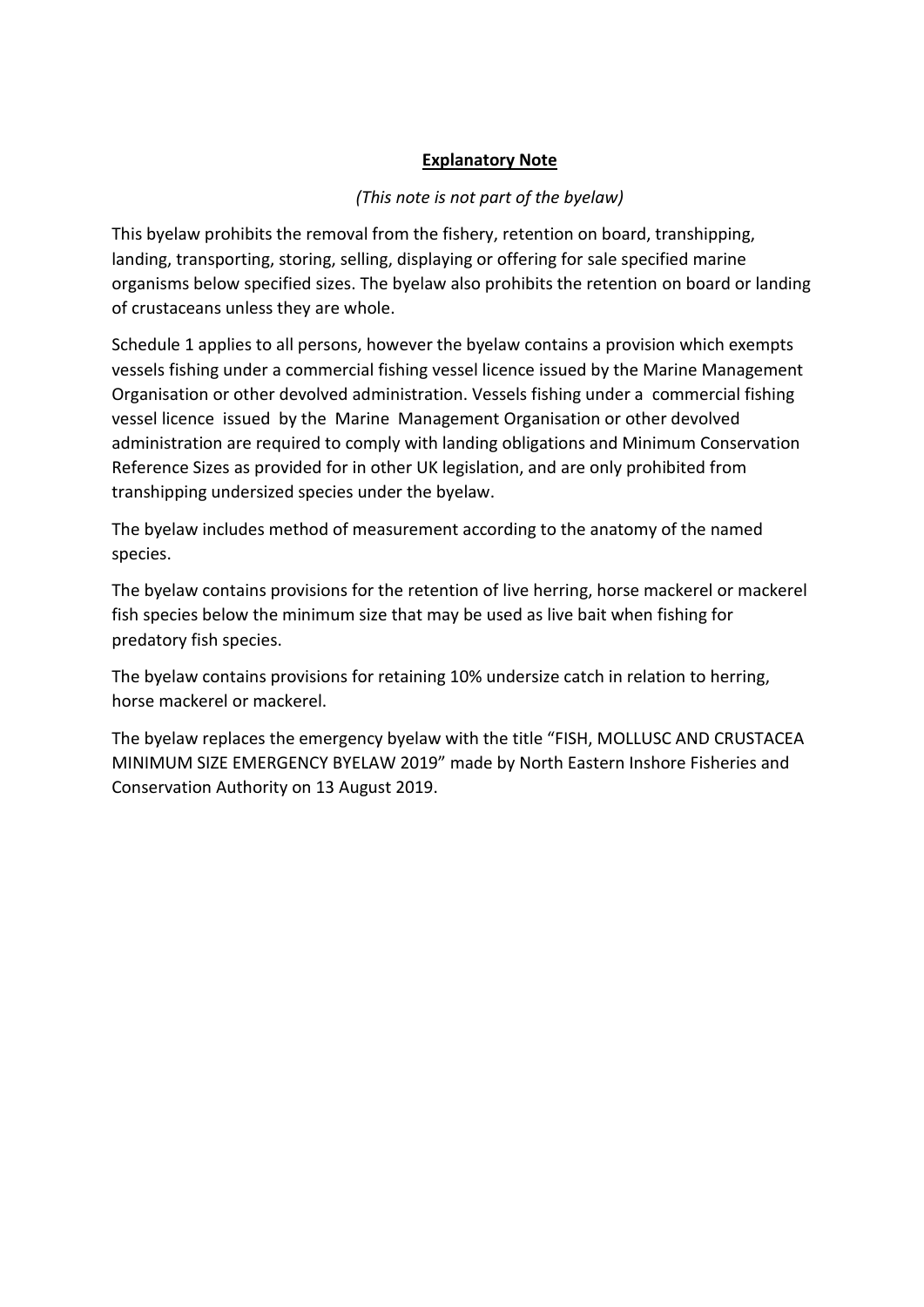**<u>Explanatory Note</u>**

*(This note is not part of the byelaw)*

This byelaw prohibits the removal from the fishery, retention on board, transhipping, landing, transporting, storing, selling, displaying or offering for sale specified marine organisms below specified sizes. The byelaw also prohibits the retention on board or landing of crustaceans unless they are whole.

Schedule 1 applies to all persons, however the byelaw contains a provision which exempts vessels fishing under a commercial fishing vessel licence issued by the Marine Management Organisation or other devolved administration. Vessels fishing under a commercial fishing vessel licence issued by the Marine Management Organisation or other devolved administration are required to comply with landing obligations and Minimum Conservation Reference Sizes as provided for in other UK legislation, and are only prohibited from transhipping undersized species under the byelaw.

The byelaw includes method of measurement according to the anatomy of the named species.

The byelaw contains provisions for the retention of live herring, horse mackerel or mackerel fish species below the minimum size that may be used as live bait when fishing for predatory fish species.

The byelaw contains provisions for retaining 10% undersize catch in relation to herring, horse mackerel or mackerel.

The byelaw replaces the emergency byelaw with the title "FISH, MOLLUSC AND CRUSTACEA MINIMUM SIZE EMERGENCY BYELAW 2019" made by North Eastern Inshore Fisheries and Conservation Authority on 13 August 2019.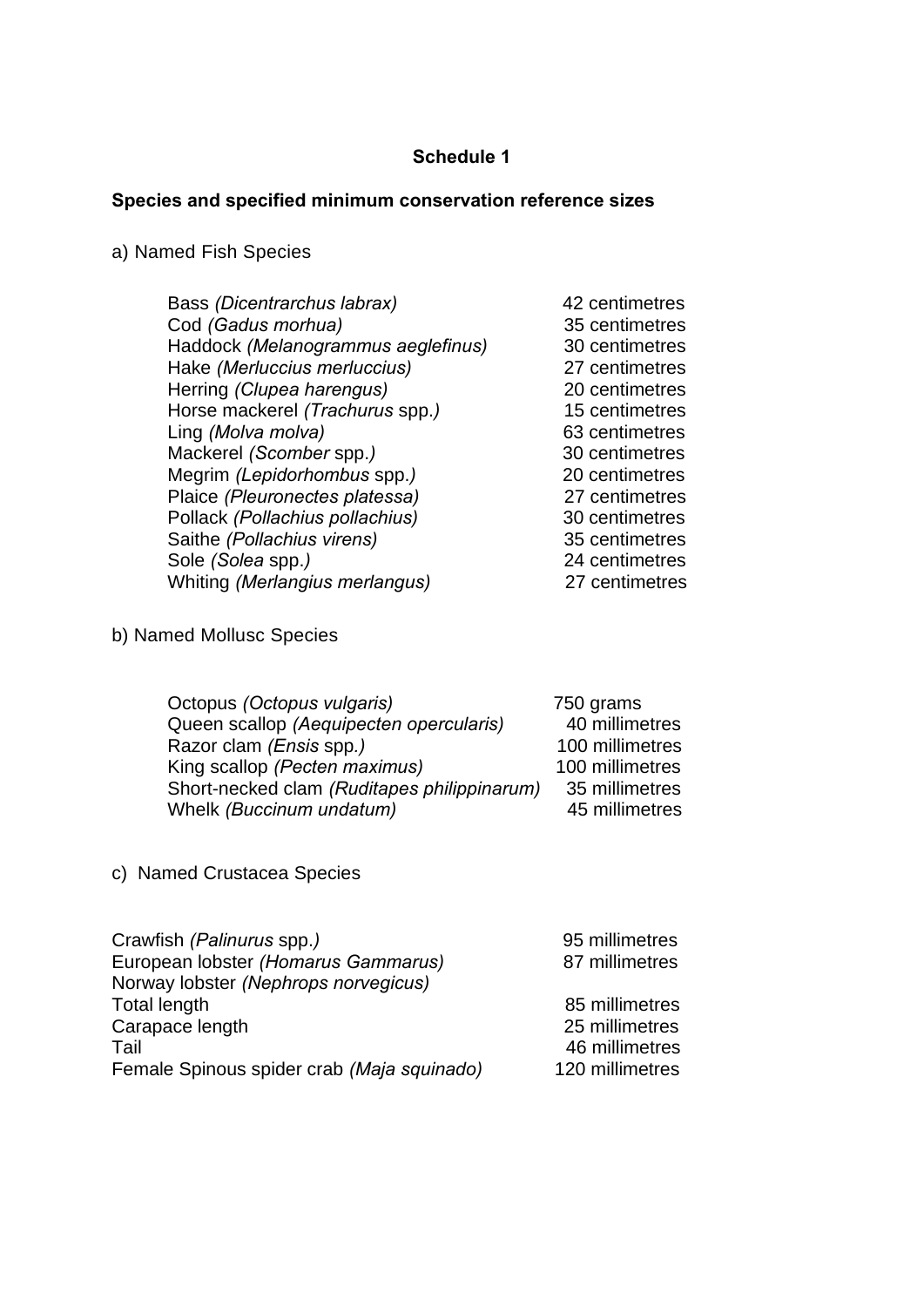## Schedule 1

**Species and specified minimum conservation reference sizes**

a) Named Fish Species

| | |
|---|---|
| Bass *(Dicentrarchus labrax)* | 42 centimetres |
| Cod *(Gadus morhua)* | 35 centimetres |
| Haddock *(Melanogrammus aeglefinus)* | 30 centimetres |
| Hake *(Merluccius merluccius)* | 27 centimetres |
| Herring *(Clupea harengus)* | 20 centimetres |
| Horse mackerel *(Trachurus* spp.*)* | 15 centimetres |
| Ling *(Molva molva)* | 63 centimetres |
| Mackerel *(Scomber* spp.*)* | 30 centimetres |
| Megrim *(Lepidorhombus* spp.*)* | 20 centimetres |
| Plaice *(Pleuronectes platessa)* | 27 centimetres |
| Pollack *(Pollachius pollachius)* | 30 centimetres |
| Saithe *(Pollachius virens)* | 35 centimetres |
| Sole *(Solea* spp.*)* | 24 centimetres |
| Whiting *(Merlangius merlangus)* | 27 centimetres |

b) Named Mollusc Species

| | |
|---|---|
| Octopus *(Octopus vulgaris)* | 750 grams |
| Queen scallop *(Aequipecten opercularis)* | 40 millimetres |
| Razor clam *(Ensis* spp.*)* | 100 millimetres |
| King scallop *(Pecten maximus)* | 100 millimetres |
| Short-necked clam *(Ruditapes philippinarum)* | 35 millimetres |
| Whelk *(Buccinum undatum)* | 45 millimetres |

c) Named Crustacea Species

| | |
|---|---|
| Crawfish *(Palinurus* spp.*)* | 95 millimetres |
| European lobster *(Homarus Gammarus)* | 87 millimetres |
| Norway lobster *(Nephrops norvegicus)* | |
| Total length | 85 millimetres |
| Carapace length | 25 millimetres |
| Tail | 46 millimetres |
| Female Spinous spider crab *(Maja squinado)* | 120 millimetres |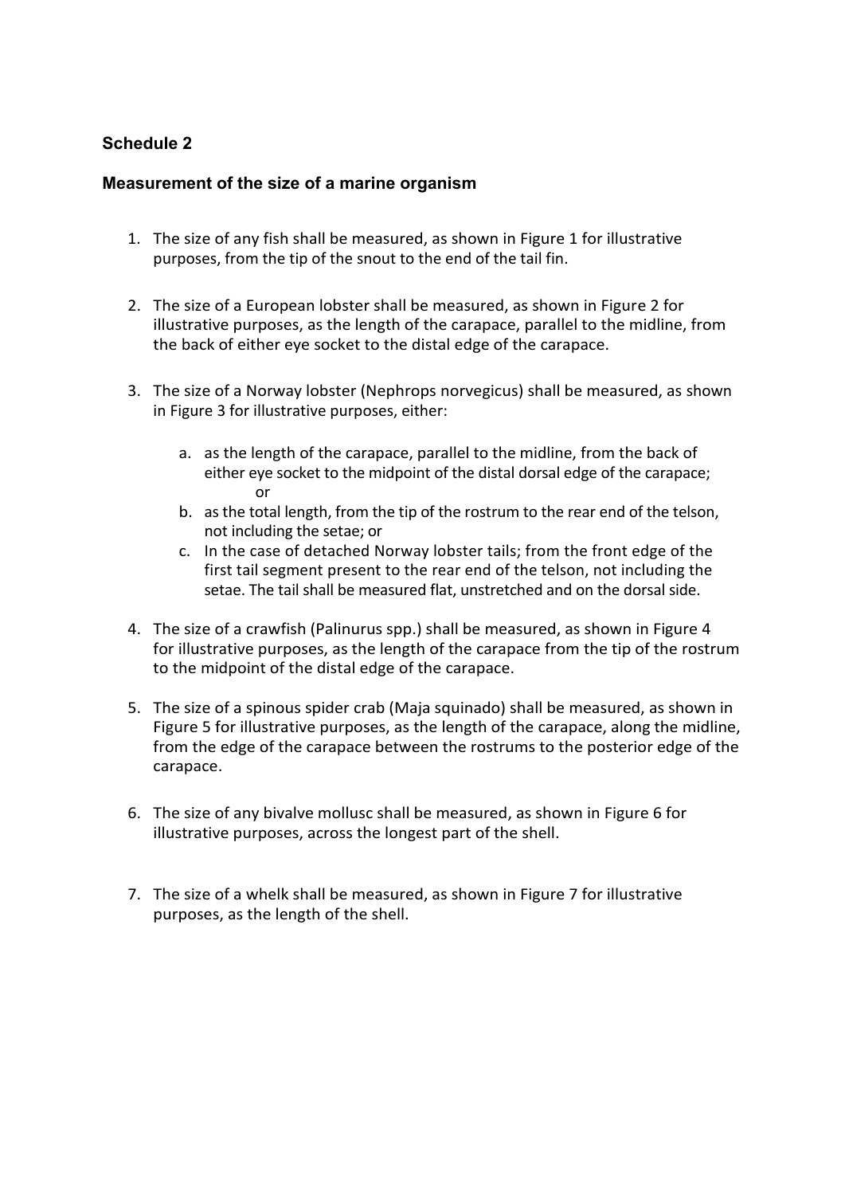## Schedule 2

### Measurement of the size of a marine organism

1. The size of any fish shall be measured, as shown in Figure 1 for illustrative purposes, from the tip of the snout to the end of the tail fin.

2. The size of a European lobster shall be measured, as shown in Figure 2 for illustrative purposes, as the length of the carapace, parallel to the midline, from the back of either eye socket to the distal edge of the carapace.

3. The size of a Norway lobster (Nephrops norvegicus) shall be measured, as shown in Figure 3 for illustrative purposes, either:

    a. as the length of the carapace, parallel to the midline, from the back of either eye socket to the midpoint of the distal dorsal edge of the carapace;
       or
    b. as the total length, from the tip of the rostrum to the rear end of the telson, not including the setae; or
    c. In the case of detached Norway lobster tails; from the front edge of the first tail segment present to the rear end of the telson, not including the setae. The tail shall be measured flat, unstretched and on the dorsal side.

4. The size of a crawfish (Palinurus spp.) shall be measured, as shown in Figure 4 for illustrative purposes, as the length of the carapace from the tip of the rostrum to the midpoint of the distal edge of the carapace.

5. The size of a spinous spider crab (Maja squinado) shall be measured, as shown in Figure 5 for illustrative purposes, as the length of the carapace, along the midline, from the edge of the carapace between the rostrums to the posterior edge of the carapace.

6. The size of any bivalve mollusc shall be measured, as shown in Figure 6 for illustrative purposes, across the longest part of the shell.

7. The size of a whelk shall be measured, as shown in Figure 7 for illustrative purposes, as the length of the shell.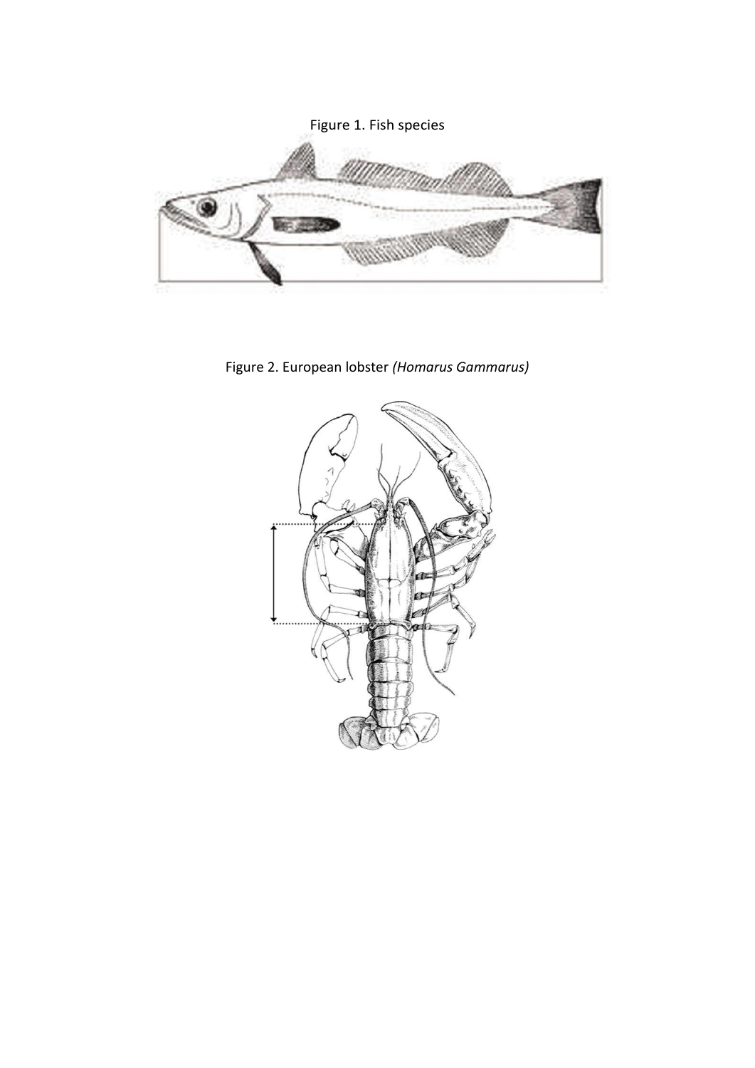Figure 1. Fish species

Figure 2. European lobster *(Homarus Gammarus)*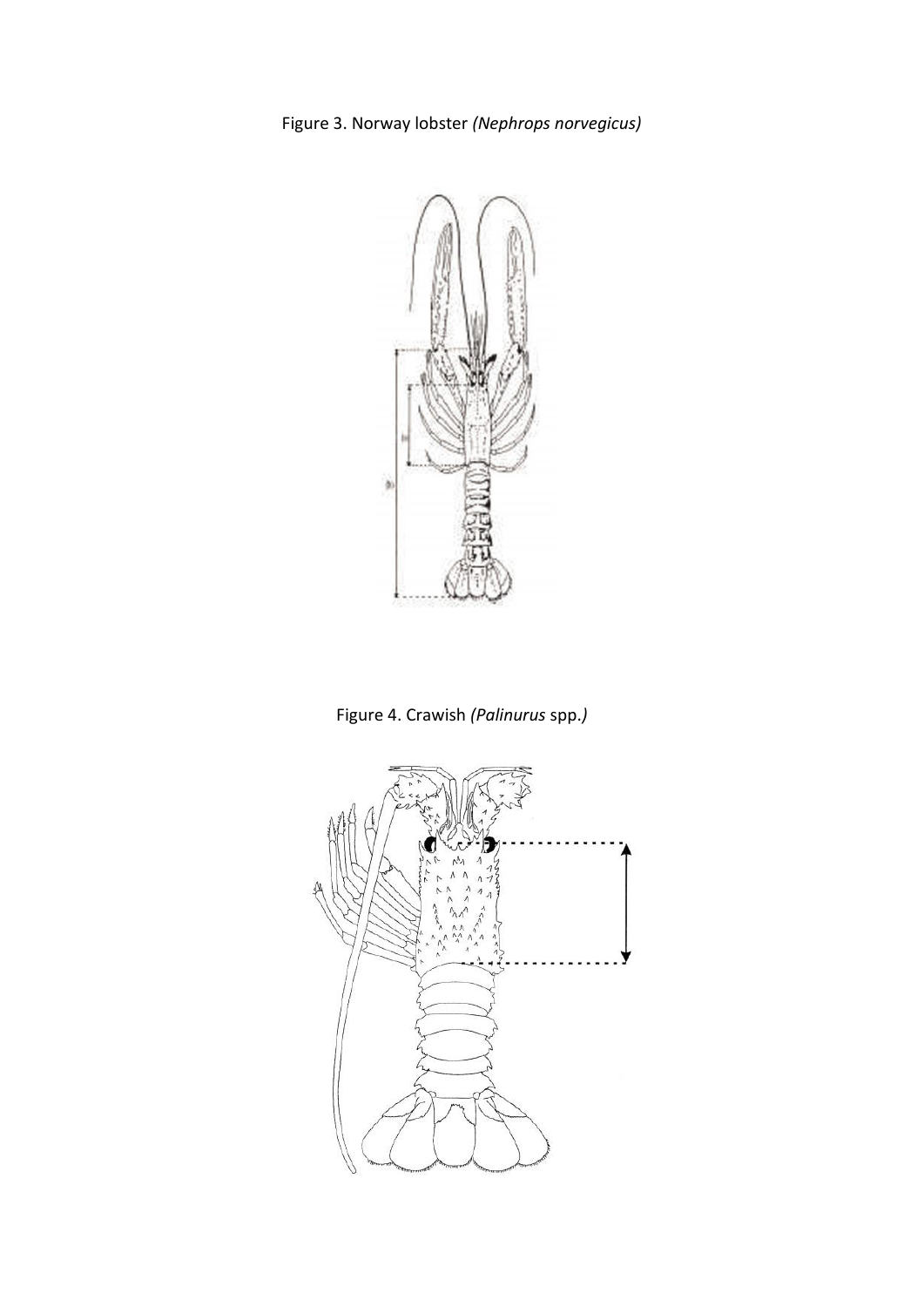Figure 3. Norway lobster *(Nephrops norvegicus)*

Figure 4. Crawish *(Palinurus* spp.*)*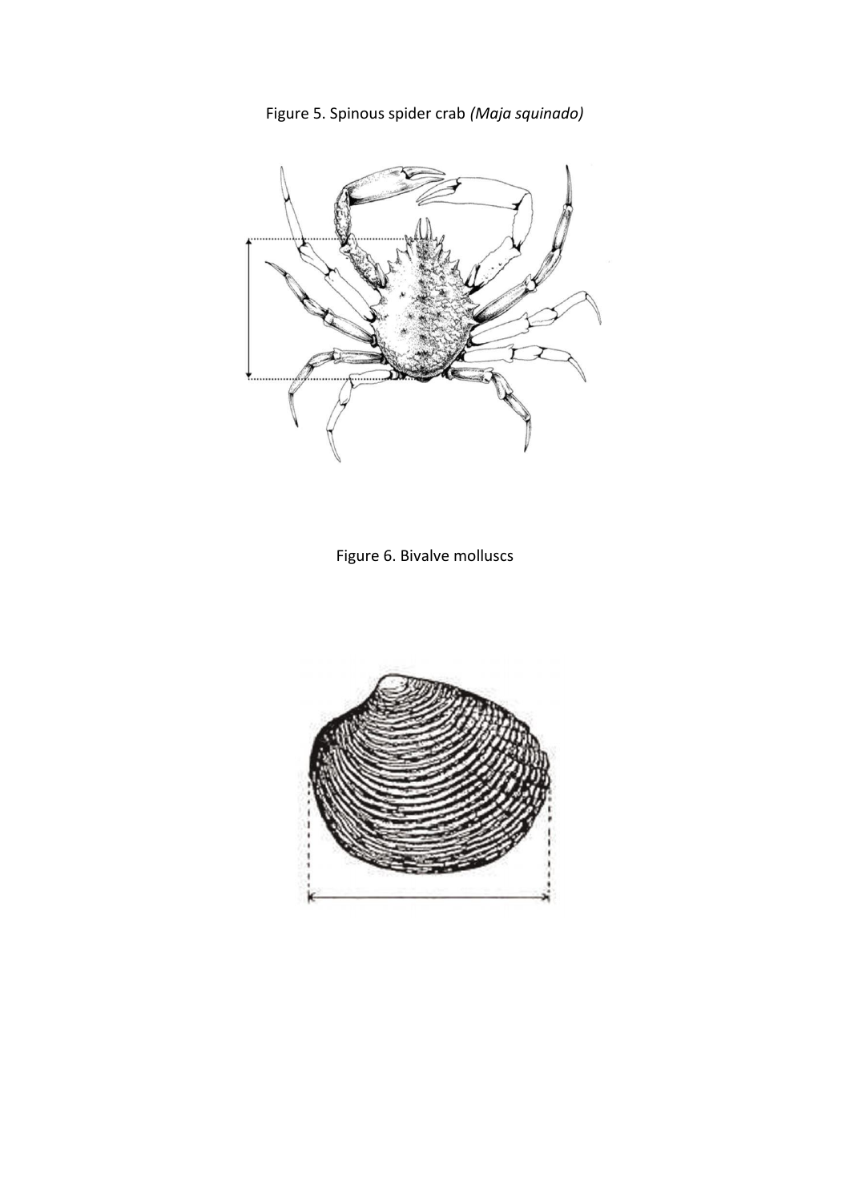Figure 5. Spinous spider crab *(Maja squinado)*

Figure 6. Bivalve molluscs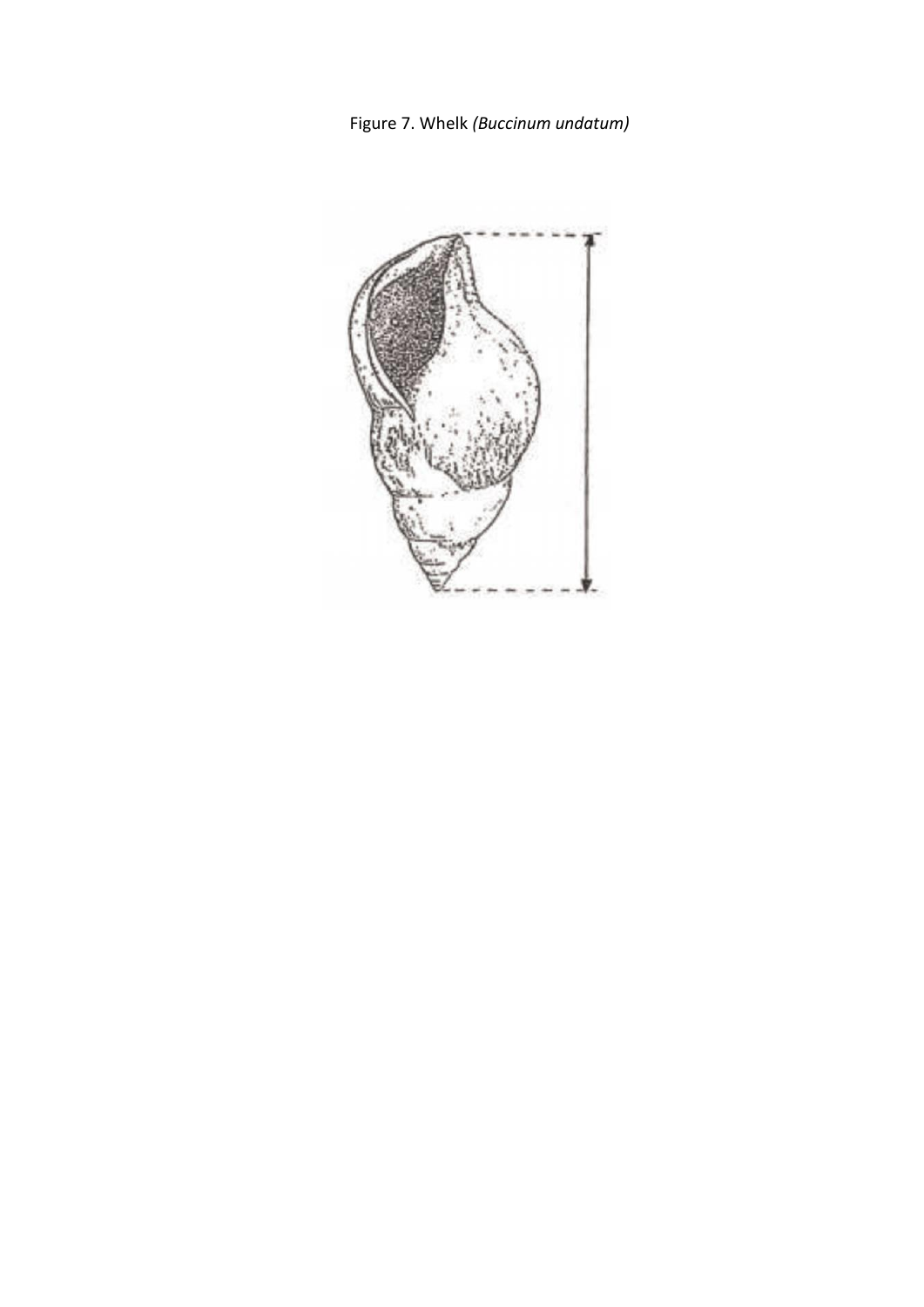Figure 7. Whelk *(Buccinum undatum)*